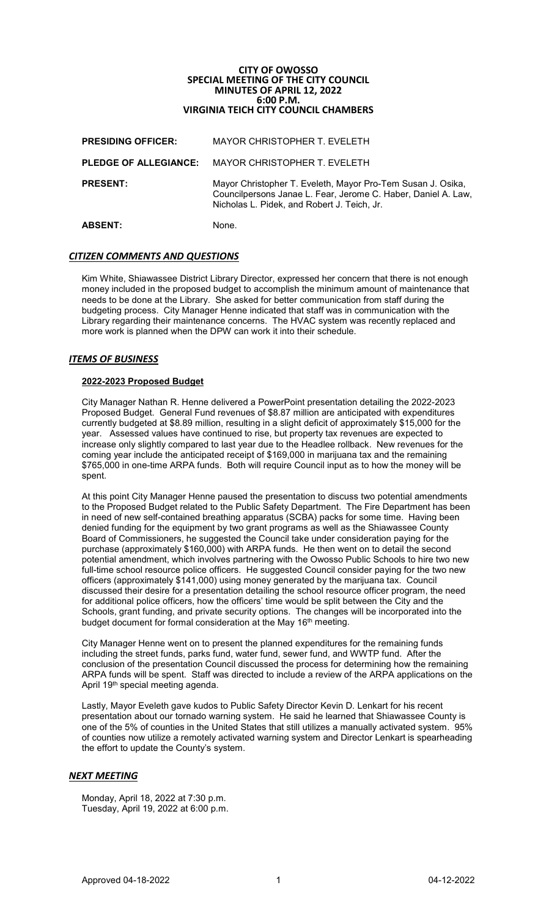# CITY OF OWOSSO
## SPECIAL MEETING OF THE CITY COUNCIL
## MINUTES OF APRIL 12, 2022
## 6:00 P.M.
## VIRGINIA TEICH CITY COUNCIL CHAMBERS

| | |
|---|---|
| **PRESIDING OFFICER:** | MAYOR CHRISTOPHER T. EVELETH |
| **PLEDGE OF ALLEGIANCE:** | MAYOR CHRISTOPHER T. EVELETH |
| **PRESENT:** | Mayor Christopher T. Eveleth, Mayor Pro-Tem Susan J. Osika, Councilpersons Janae L. Fear, Jerome C. Haber, Daniel A. Law, Nicholas L. Pidek, and Robert J. Teich, Jr. |
| **ABSENT:** | None. |

## *CITIZEN COMMENTS AND QUESTIONS*

Kim White, Shiawassee District Library Director, expressed her concern that there is not enough money included in the proposed budget to accomplish the minimum amount of maintenance that needs to be done at the Library. She asked for better communication from staff during the budgeting process. City Manager Henne indicated that staff was in communication with the Library regarding their maintenance concerns. The HVAC system was recently replaced and more work is planned when the DPW can work it into their schedule.

## *ITEMS OF BUSINESS*

### 2022-2023 Proposed Budget

City Manager Nathan R. Henne delivered a PowerPoint presentation detailing the 2022-2023 Proposed Budget. General Fund revenues of $8.87 million are anticipated with expenditures currently budgeted at $8.89 million, resulting in a slight deficit of approximately $15,000 for the year. Assessed values have continued to rise, but property tax revenues are expected to increase only slightly compared to last year due to the Headlee rollback. New revenues for the coming year include the anticipated receipt of $169,000 in marijuana tax and the remaining $765,000 in one-time ARPA funds. Both will require Council input as to how the money will be spent.

At this point City Manager Henne paused the presentation to discuss two potential amendments to the Proposed Budget related to the Public Safety Department. The Fire Department has been in need of new self-contained breathing apparatus (SCBA) packs for some time. Having been denied funding for the equipment by two grant programs as well as the Shiawassee County Board of Commissioners, he suggested the Council take under consideration paying for the purchase (approximately $160,000) with ARPA funds. He then went on to detail the second potential amendment, which involves partnering with the Owosso Public Schools to hire two new full-time school resource police officers. He suggested Council consider paying for the two new officers (approximately $141,000) using money generated by the marijuana tax. Council discussed their desire for a presentation detailing the school resource officer program, the need for additional police officers, how the officers' time would be split between the City and the Schools, grant funding, and private security options. The changes will be incorporated into the budget document for formal consideration at the May 16th meeting.

City Manager Henne went on to present the planned expenditures for the remaining funds including the street funds, parks fund, water fund, sewer fund, and WWTP fund. After the conclusion of the presentation Council discussed the process for determining how the remaining ARPA funds will be spent. Staff was directed to include a review of the ARPA applications on the April 19th special meeting agenda.

Lastly, Mayor Eveleth gave kudos to Public Safety Director Kevin D. Lenkart for his recent presentation about our tornado warning system. He said he learned that Shiawassee County is one of the 5% of counties in the United States that still utilizes a manually activated system. 95% of counties now utilize a remotely activated warning system and Director Lenkart is spearheading the effort to update the County's system.

## *NEXT MEETING*

Monday, April 18, 2022 at 7:30 p.m.
Tuesday, April 19, 2022 at 6:00 p.m.

Approved 04-18-2022 04-12-2022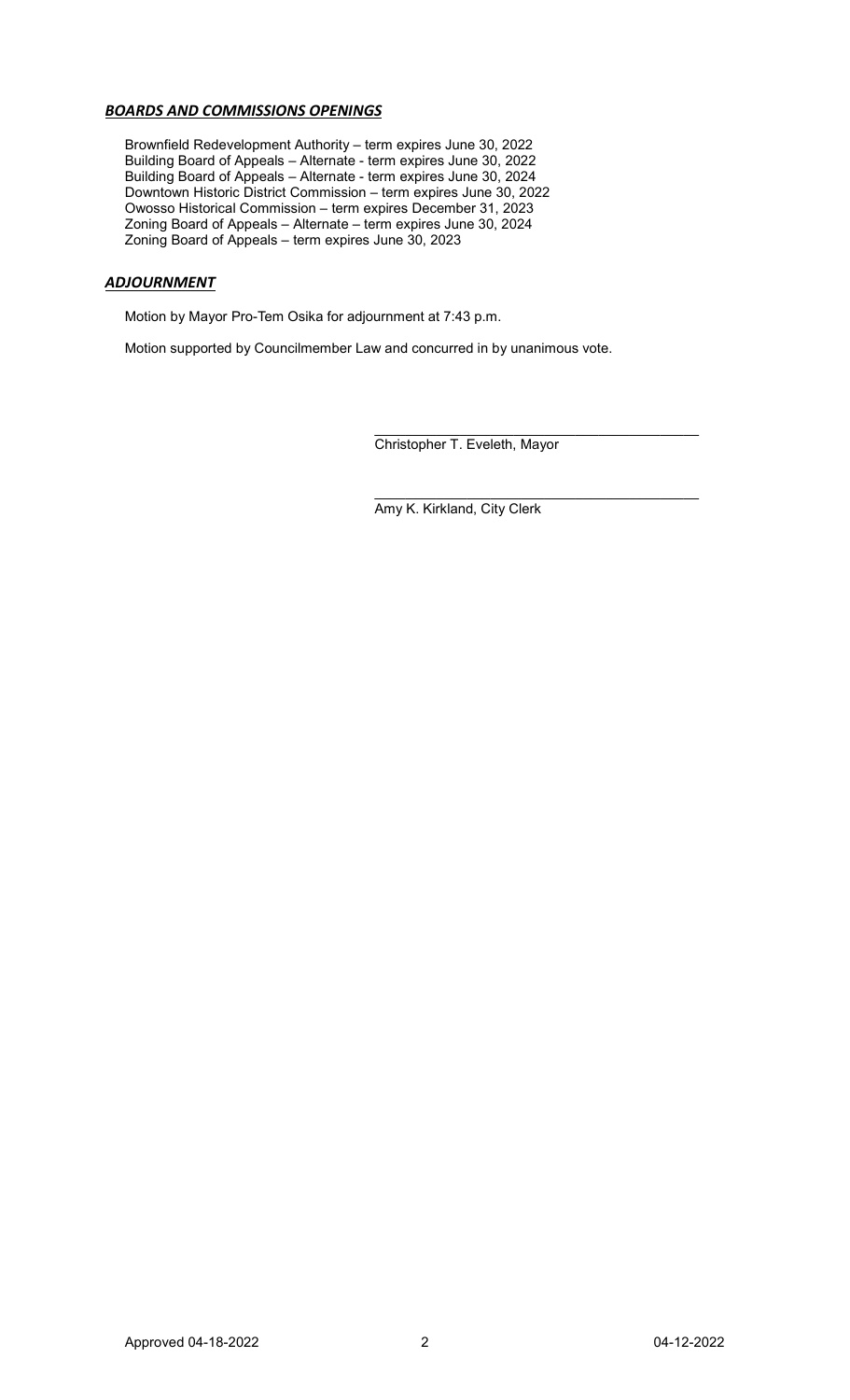## *BOARDS AND COMMISSIONS OPENINGS*

Brownfield Redevelopment Authority – term expires June 30, 2022
Building Board of Appeals – Alternate - term expires June 30, 2022
Building Board of Appeals – Alternate - term expires June 30, 2024
Downtown Historic District Commission – term expires June 30, 2022
Owosso Historical Commission – term expires December 31, 2023
Zoning Board of Appeals – Alternate – term expires June 30, 2024
Zoning Board of Appeals – term expires June 30, 2023

## *ADJOURNMENT*

Motion by Mayor Pro-Tem Osika for adjournment at 7:43 p.m.

Motion supported by Councilmember Law and concurred in by unanimous vote.

\_\_\_\_\_\_\_\_\_\_\_\_\_\_\_\_\_\_\_\_\_\_\_\_\_\_\_\_\_\_\_\_\_\_\_\_\_\_\_\_
Christopher T. Eveleth, Mayor

\_\_\_\_\_\_\_\_\_\_\_\_\_\_\_\_\_\_\_\_\_\_\_\_\_\_\_\_\_\_\_\_\_\_\_\_\_\_\_\_
Amy K. Kirkland, City Clerk

Approved 04-18-2022 04-12-2022